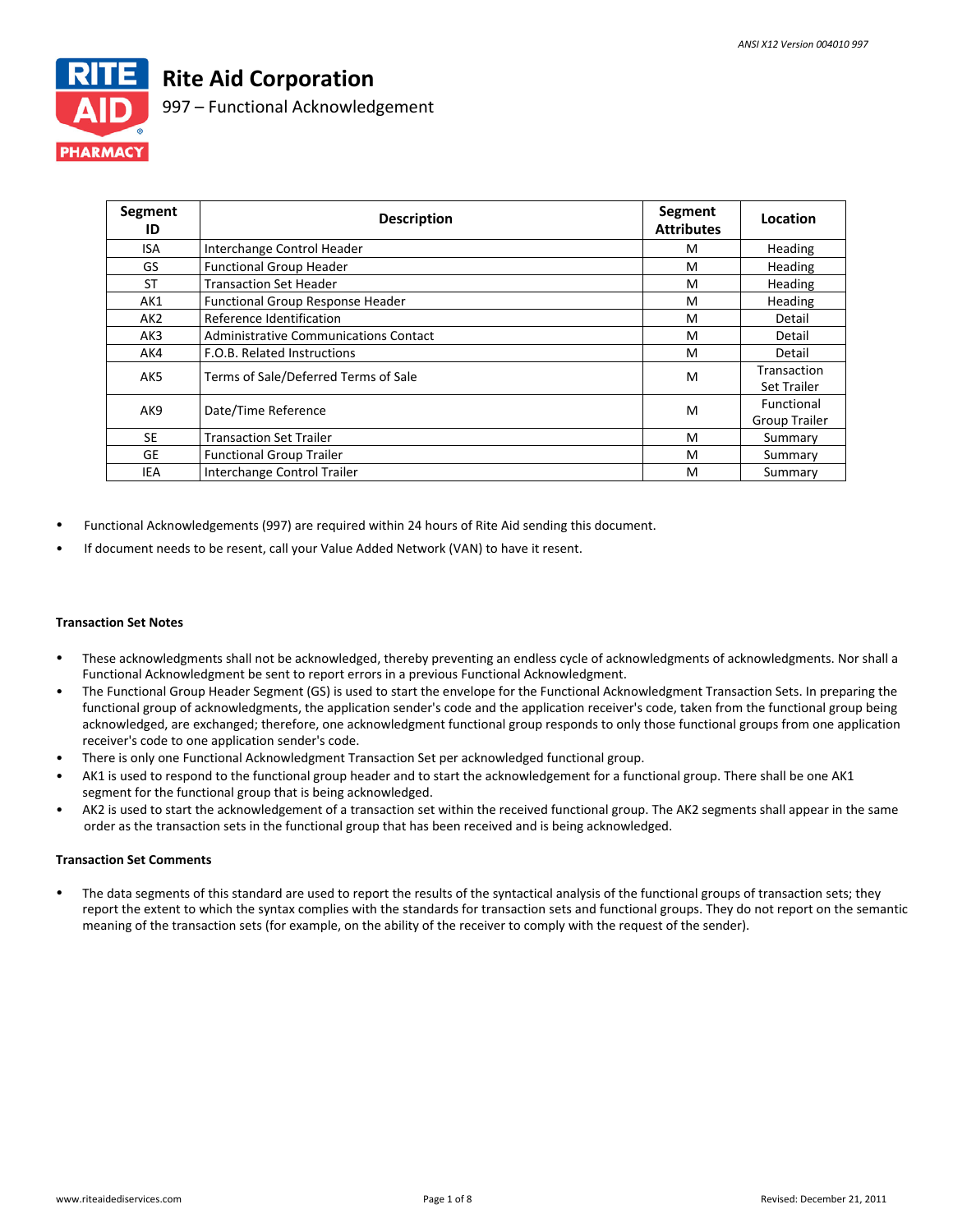# Rite Aid Corporation

## 997 – Functional Acknowledgement

| Segment ID | Description | Segment Attributes | Location |
|---|---|---|---|
| ISA | Interchange Control Header | M | Heading |
| GS | Functional Group Header | M | Heading |
| ST | Transaction Set Header | M | Heading |
| AK1 | Functional Group Response Header | M | Heading |
| AK2 | Reference Identification | M | Detail |
| AK3 | Administrative Communications Contact | M | Detail |
| AK4 | F.O.B. Related Instructions | M | Detail |
| AK5 | Terms of Sale/Deferred Terms of Sale | M | Transaction Set Trailer |
| AK9 | Date/Time Reference | M | Functional Group Trailer |
| SE | Transaction Set Trailer | M | Summary |
| GE | Functional Group Trailer | M | Summary |
| IEA | Interchange Control Trailer | M | Summary |

- Functional Acknowledgements (997) are required within 24 hours of Rite Aid sending this document.
- If document needs to be resent, call your Value Added Network (VAN) to have it resent.

**Transaction Set Notes**

- These acknowledgments shall not be acknowledged, thereby preventing an endless cycle of acknowledgments of acknowledgments. Nor shall a Functional Acknowledgement be sent to report errors in a previous Functional Acknowledgment.
- The Functional Group Header Segment (GS) is used to start the envelope for the Functional Acknowledgment Transaction Sets. In preparing the functional group of acknowledgments, the application sender's code and the application receiver's code, taken from the functional group being acknowledged, are exchanged; therefore, one acknowledgment functional group responds to only those functional groups from one application receiver's code to one application sender's code.
- There is only one Functional Acknowledgment Transaction Set per acknowledged functional group.
- AK1 is used to respond to the functional group header and to start the acknowledgement for a functional group. There shall be one AK1 segment for the functional group that is being acknowledged.
- AK2 is used to start the acknowledgement of a transaction set within the received functional group. The AK2 segments shall appear in the same order as the transaction sets in the functional group that has been received and is being acknowledged.

**Transaction Set Comments**

- The data segments of this standard are used to report the results of the syntactical analysis of the functional groups of transaction sets; they report the extent to which the syntax complies with the standards for transaction sets and functional groups. They do not report on the semantic meaning of the transaction sets (for example, on the ability of the receiver to comply with the request of the sender).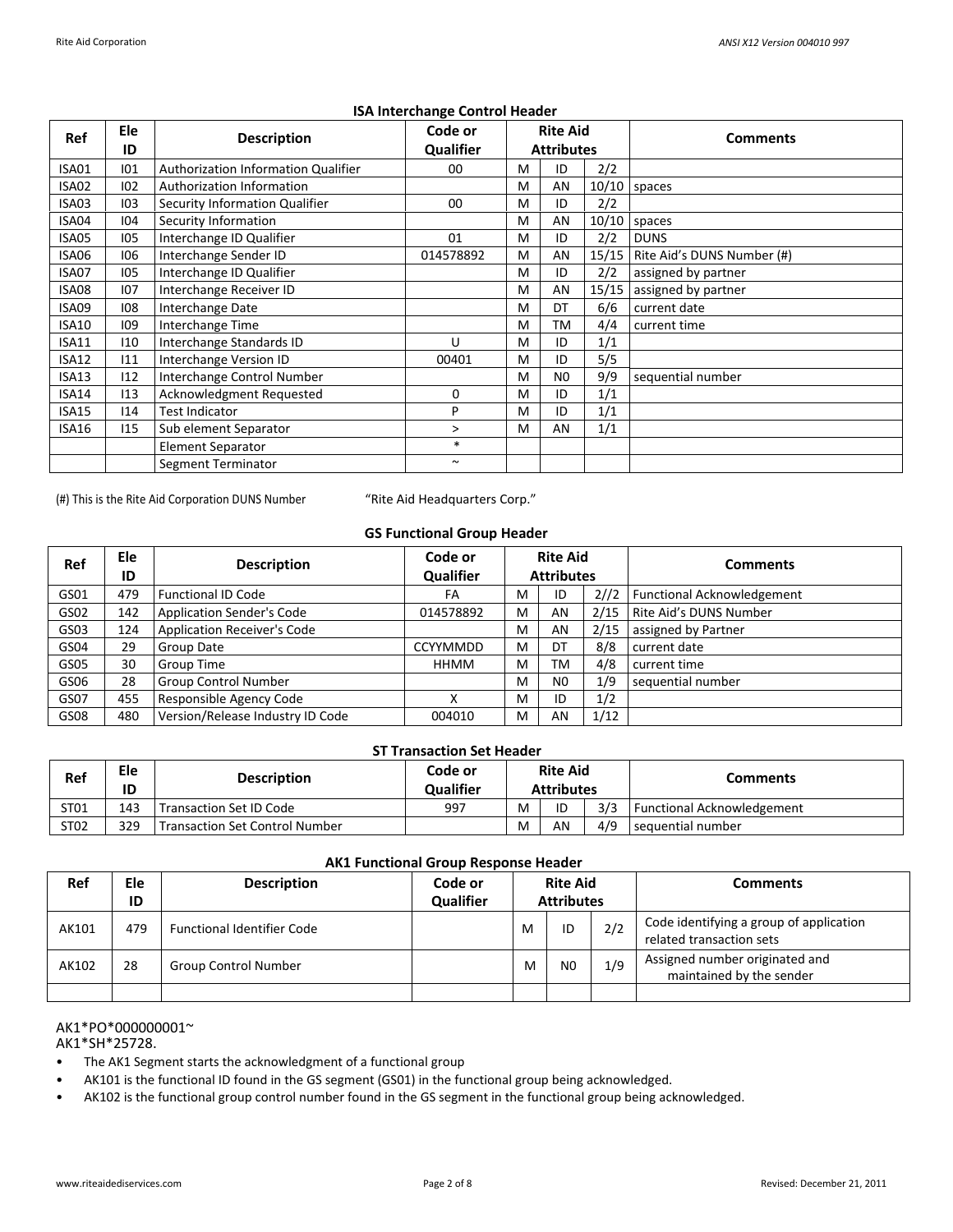### ISA Interchange Control Header

| Ref | Ele ID | Description | Code or Qualifier | Rite Aid Attributes | | | Comments |
|---|---|---|---|---|---|---|---|
| ISA01 | I01 | Authorization Information Qualifier | 00 | M | ID | 2/2 | |
| ISA02 | I02 | Authorization Information | | M | AN | 10/10 | spaces |
| ISA03 | I03 | Security Information Qualifier | 00 | M | ID | 2/2 | |
| ISA04 | I04 | Security Information | | M | AN | 10/10 | spaces |
| ISA05 | I05 | Interchange ID Qualifier | 01 | M | ID | 2/2 | DUNS |
| ISA06 | I06 | Interchange Sender ID | 014578892 | M | AN | 15/15 | Rite Aid's DUNS Number (#) |
| ISA07 | I05 | Interchange ID Qualifier | | M | ID | 2/2 | assigned by partner |
| ISA08 | I07 | Interchange Receiver ID | | M | AN | 15/15 | assigned by partner |
| ISA09 | I08 | Interchange Date | | M | DT | 6/6 | current date |
| ISA10 | I09 | Interchange Time | | M | TM | 4/4 | current time |
| ISA11 | I10 | Interchange Standards ID | U | M | ID | 1/1 | |
| ISA12 | I11 | Interchange Version ID | 00401 | M | ID | 5/5 | |
| ISA13 | I12 | Interchange Control Number | | M | N0 | 9/9 | sequential number |
| ISA14 | I13 | Acknowledgment Requested | 0 | M | ID | 1/1 | |
| ISA15 | I14 | Test Indicator | P | M | ID | 1/1 | |
| ISA16 | I15 | Sub element Separator | > | M | AN | 1/1 | |
| | | Element Separator | * | | | | |
| | | Segment Terminator | ~ | | | | |

(#) This is the Rite Aid Corporation DUNS Number "Rite Aid Headquarters Corp."

### GS Functional Group Header

| Ref | Ele ID | Description | Code or Qualifier | Rite Aid Attributes | | | Comments |
|---|---|---|---|---|---|---|---|
| GS01 | 479 | Functional ID Code | FA | M | ID | 2//2 | Functional Acknowledgement |
| GS02 | 142 | Application Sender's Code | 014578892 | M | AN | 2/15 | Rite Aid's DUNS Number |
| GS03 | 124 | Application Receiver's Code | | M | AN | 2/15 | assigned by Partner |
| GS04 | 29 | Group Date | CCYYMMDD | M | DT | 8/8 | current date |
| GS05 | 30 | Group Time | HHMM | M | TM | 4/8 | current time |
| GS06 | 28 | Group Control Number | | M | N0 | 1/9 | sequential number |
| GS07 | 455 | Responsible Agency Code | X | M | ID | 1/2 | |
| GS08 | 480 | Version/Release Industry ID Code | 004010 | M | AN | 1/12 | |

### ST Transaction Set Header

| Ref | Ele ID | Description | Code or Qualifier | Rite Aid Attributes | | | Comments |
|---|---|---|---|---|---|---|---|
| ST01 | 143 | Transaction Set ID Code | 997 | M | ID | 3/3 | Functional Acknowledgement |
| ST02 | 329 | Transaction Set Control Number | | M | AN | 4/9 | sequential number |

### AK1 Functional Group Response Header

| Ref | Ele ID | Description | Code or Qualifier | Rite Aid Attributes | | | Comments |
|---|---|---|---|---|---|---|---|
| AK101 | 479 | Functional Identifier Code | | M | ID | 2/2 | Code identifying a group of application related transaction sets |
| AK102 | 28 | Group Control Number | | M | N0 | 1/9 | Assigned number originated and maintained by the sender |
| | | | | | | | |

AK1*PO*000000001~
AK1*SH*25728.

- The AK1 Segment starts the acknowledgment of a functional group
- AK101 is the functional ID found in the GS segment (GS01) in the functional group being acknowledged.
- AK102 is the functional group control number found in the GS segment in the functional group being acknowledged.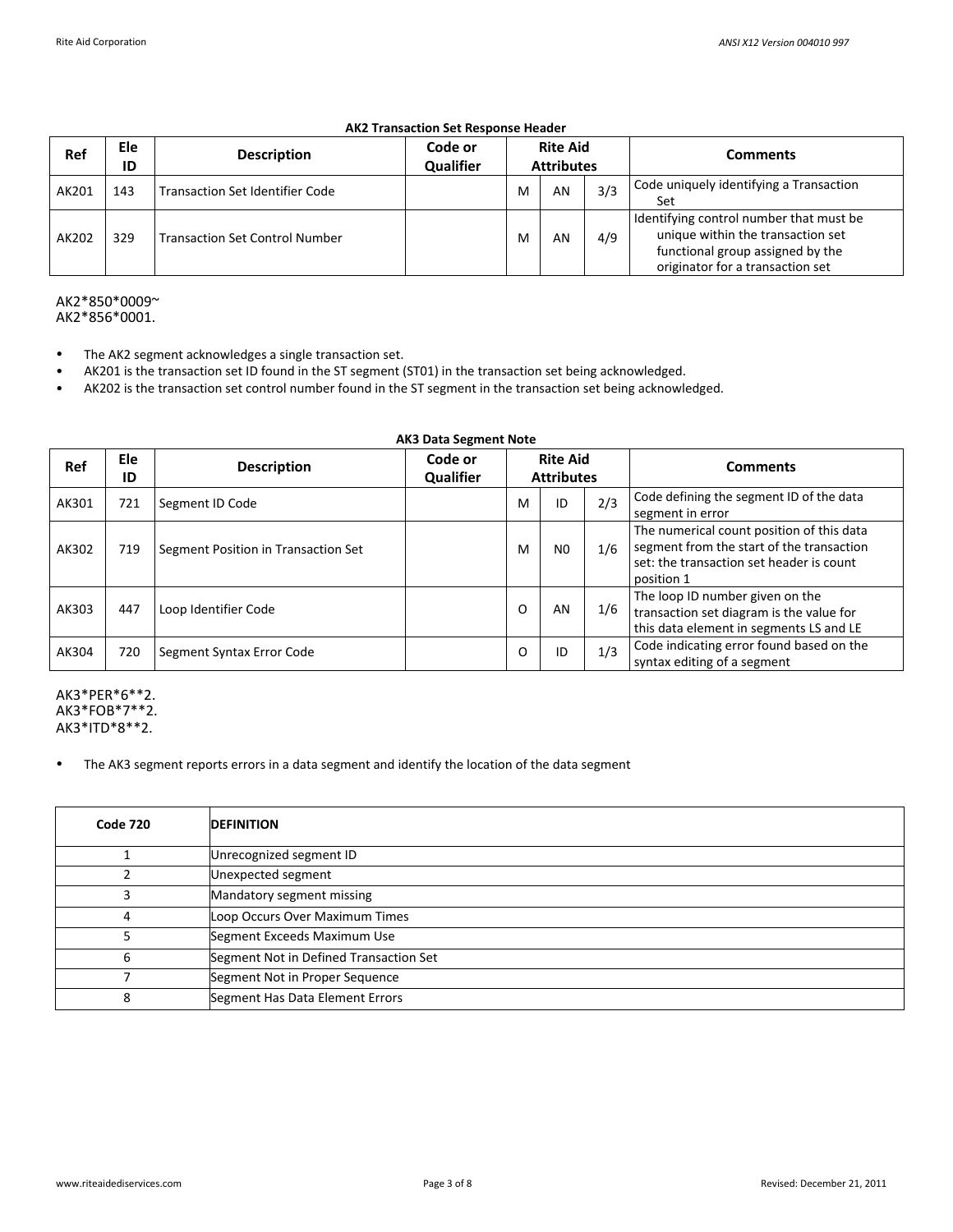### AK2 Transaction Set Response Header

| Ref | Ele ID | Description | Code or Qualifier | Rite Aid Attributes | | | Comments |
|---|---|---|---|---|---|---|---|
| AK201 | 143 | Transaction Set Identifier Code | | M | AN | 3/3 | Code uniquely identifying a Transaction Set |
| AK202 | 329 | Transaction Set Control Number | | M | AN | 4/9 | Identifying control number that must be unique within the transaction set functional group assigned by the originator for a transaction set |

AK2*850*0009~
AK2*856*0001.

- The AK2 segment acknowledges a single transaction set.
- AK201 is the transaction set ID found in the ST segment (ST01) in the transaction set being acknowledged.
- AK202 is the transaction set control number found in the ST segment in the transaction set being acknowledged.

### AK3 Data Segment Note

| Ref | Ele ID | Description | Code or Qualifier | Rite Aid Attributes | | | Comments |
|---|---|---|---|---|---|---|---|
| AK301 | 721 | Segment ID Code | | M | ID | 2/3 | Code defining the segment ID of the data segment in error |
| AK302 | 719 | Segment Position in Transaction Set | | M | N0 | 1/6 | The numerical count position of this data segment from the start of the transaction set: the transaction set header is count position 1 |
| AK303 | 447 | Loop Identifier Code | | O | AN | 1/6 | The loop ID number given on the transaction set diagram is the value for this data element in segments LS and LE |
| AK304 | 720 | Segment Syntax Error Code | | O | ID | 1/3 | Code indicating error found based on the syntax editing of a segment |

AK3*PER*6**2.
AK3*FOB*7**2.
AK3*ITD*8**2.

- The AK3 segment reports errors in a data segment and identify the location of the data segment

| Code 720 | DEFINITION |
|---|---|
| 1 | Unrecognized segment ID |
| 2 | Unexpected segment |
| 3 | Mandatory segment missing |
| 4 | Loop Occurs Over Maximum Times |
| 5 | Segment Exceeds Maximum Use |
| 6 | Segment Not in Defined Transaction Set |
| 7 | Segment Not in Proper Sequence |
| 8 | Segment Has Data Element Errors |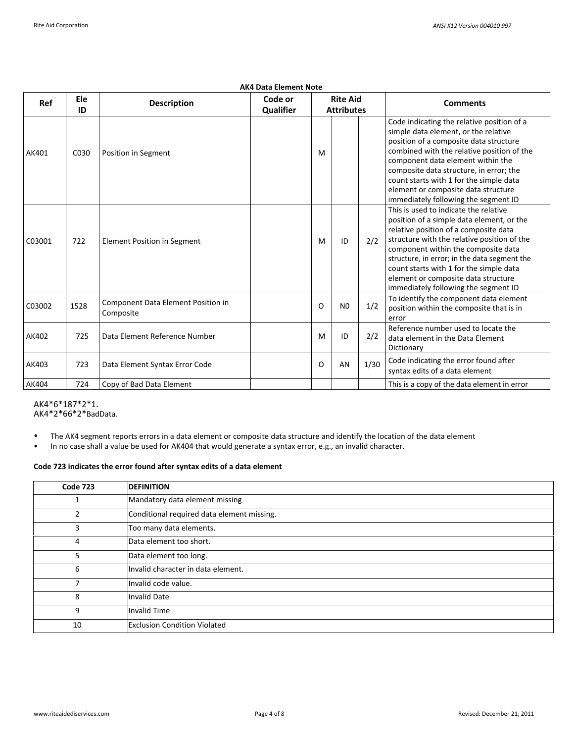**AK4 Data Element Note**

| Ref | Ele ID | Description | Code or Qualifier | Rite Aid Attributes | | | Comments |
|---|---|---|---|---|---|---|---|
| AK401 | C030 | Position in Segment | | M | | | Code indicating the relative position of a simple data element, or the relative position of a composite data structure combined with the relative position of the component data element within the composite data structure, in error; the count starts with 1 for the simple data element or composite data structure immediately following the segment ID |
| C03001 | 722 | Element Position in Segment | | M | ID | 2/2 | This is used to indicate the relative position of a simple data element, or the relative position of a composite data structure with the relative position of the component within the composite data structure, in error; in the data segment the count starts with 1 for the simple data element or composite data structure immediately following the segment ID |
| C03002 | 1528 | Component Data Element Position in Composite | | O | N0 | 1/2 | To identify the component data element position within the composite that is in error |
| AK402 | 725 | Data Element Reference Number | | M | ID | 2/2 | Reference number used to locate the data element in the Data Element Dictionary |
| AK403 | 723 | Data Element Syntax Error Code | | O | AN | 1/30 | Code indicating the error found after syntax edits of a data element |
| AK404 | 724 | Copy of Bad Data Element | | | | | This is a copy of the data element in error |

AK4*6*187*2*1.
AK4*2*66*2*BadData.

- The AK4 segment reports errors in a data element or composite data structure and identify the location of the data element
- In no case shall a value be used for AK404 that would generate a syntax error, e.g., an invalid character.

**Code 723 indicates the error found after syntax edits of a data element**

| Code 723 | DEFINITION |
|---|---|
| 1 | Mandatory data element missing |
| 2 | Conditional required data element missing. |
| 3 | Too many data elements. |
| 4 | Data element too short. |
| 5 | Data element too long. |
| 6 | Invalid character in data element. |
| 7 | Invalid code value. |
| 8 | Invalid Date |
| 9 | Invalid Time |
| 10 | Exclusion Condition Violated |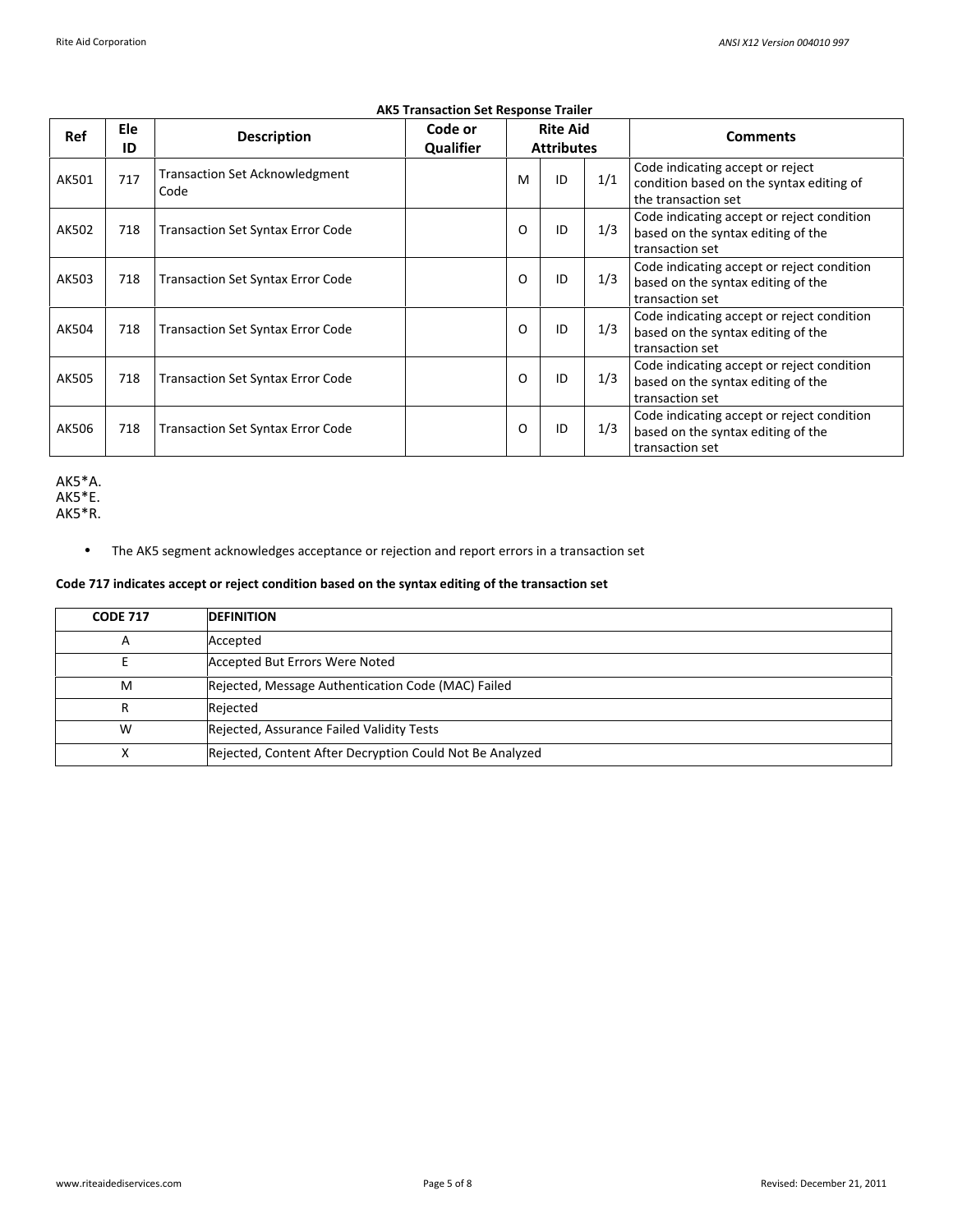**AK5 Transaction Set Response Trailer**

| Ref | Ele ID | Description | Code or Qualifier | Rite Aid Attributes | | | Comments |
|---|---|---|---|---|---|---|---|
| AK501 | 717 | Transaction Set Acknowledgment Code | | M | ID | 1/1 | Code indicating accept or reject condition based on the syntax editing of the transaction set |
| AK502 | 718 | Transaction Set Syntax Error Code | | O | ID | 1/3 | Code indicating accept or reject condition based on the syntax editing of the transaction set |
| AK503 | 718 | Transaction Set Syntax Error Code | | O | ID | 1/3 | Code indicating accept or reject condition based on the syntax editing of the transaction set |
| AK504 | 718 | Transaction Set Syntax Error Code | | O | ID | 1/3 | Code indicating accept or reject condition based on the syntax editing of the transaction set |
| AK505 | 718 | Transaction Set Syntax Error Code | | O | ID | 1/3 | Code indicating accept or reject condition based on the syntax editing of the transaction set |
| AK506 | 718 | Transaction Set Syntax Error Code | | O | ID | 1/3 | Code indicating accept or reject condition based on the syntax editing of the transaction set |

AK5*A.
AK5*E.
AK5*R.

- The AK5 segment acknowledges acceptance or rejection and report errors in a transaction set

**Code 717 indicates accept or reject condition based on the syntax editing of the transaction set**

| CODE 717 | DEFINITION |
|---|---|
| A | Accepted |
| E | Accepted But Errors Were Noted |
| M | Rejected, Message Authentication Code (MAC) Failed |
| R | Rejected |
| W | Rejected, Assurance Failed Validity Tests |
| X | Rejected, Content After Decryption Could Not Be Analyzed |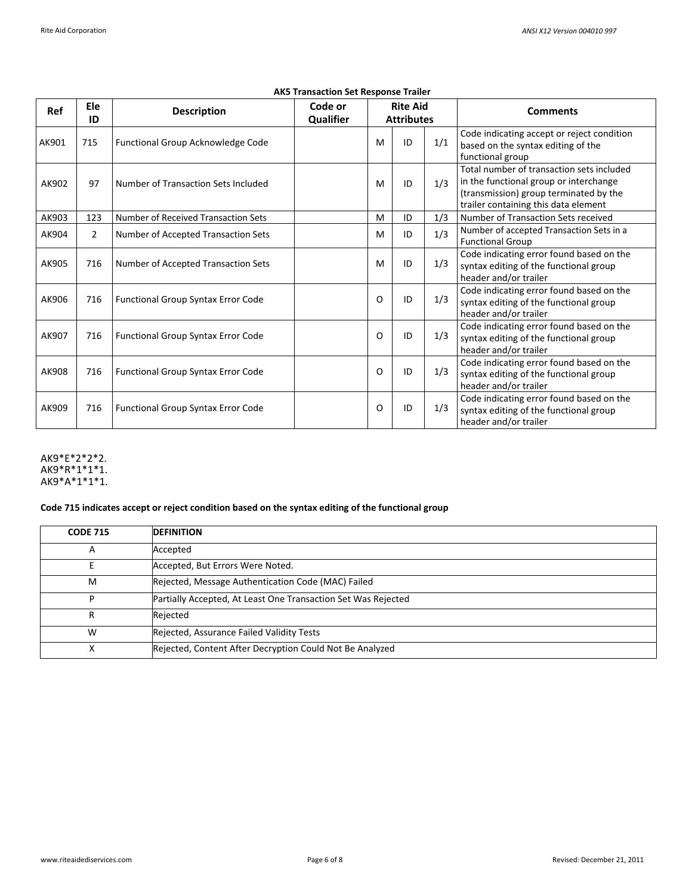**AK5 Transaction Set Response Trailer**

| Ref | Ele ID | Description | Code or Qualifier | Rite Aid Attributes | | | Comments |
|---|---|---|---|---|---|---|---|
| AK901 | 715 | Functional Group Acknowledge Code | | M | ID | 1/1 | Code indicating accept or reject condition based on the syntax editing of the functional group |
| AK902 | 97 | Number of Transaction Sets Included | | M | ID | 1/3 | Total number of transaction sets included in the functional group or interchange (transmission) group terminated by the trailer containing this data element |
| AK903 | 123 | Number of Received Transaction Sets | | M | ID | 1/3 | Number of Transaction Sets received |
| AK904 | 2 | Number of Accepted Transaction Sets | | M | ID | 1/3 | Number of accepted Transaction Sets in a Functional Group |
| AK905 | 716 | Number of Accepted Transaction Sets | | M | ID | 1/3 | Code indicating error found based on the syntax editing of the functional group header and/or trailer |
| AK906 | 716 | Functional Group Syntax Error Code | | O | ID | 1/3 | Code indicating error found based on the syntax editing of the functional group header and/or trailer |
| AK907 | 716 | Functional Group Syntax Error Code | | O | ID | 1/3 | Code indicating error found based on the syntax editing of the functional group header and/or trailer |
| AK908 | 716 | Functional Group Syntax Error Code | | O | ID | 1/3 | Code indicating error found based on the syntax editing of the functional group header and/or trailer |
| AK909 | 716 | Functional Group Syntax Error Code | | O | ID | 1/3 | Code indicating error found based on the syntax editing of the functional group header and/or trailer |

AK9*E*2*2*2.
AK9*R*1*1*1.
AK9*A*1*1*1.

**Code 715 indicates accept or reject condition based on the syntax editing of the functional group**

| CODE 715 | DEFINITION |
|---|---|
| A | Accepted |
| E | Accepted, But Errors Were Noted. |
| M | Rejected, Message Authentication Code (MAC) Failed |
| P | Partially Accepted, At Least One Transaction Set Was Rejected |
| R | Rejected |
| W | Rejected, Assurance Failed Validity Tests |
| X | Rejected, Content After Decryption Could Not Be Analyzed |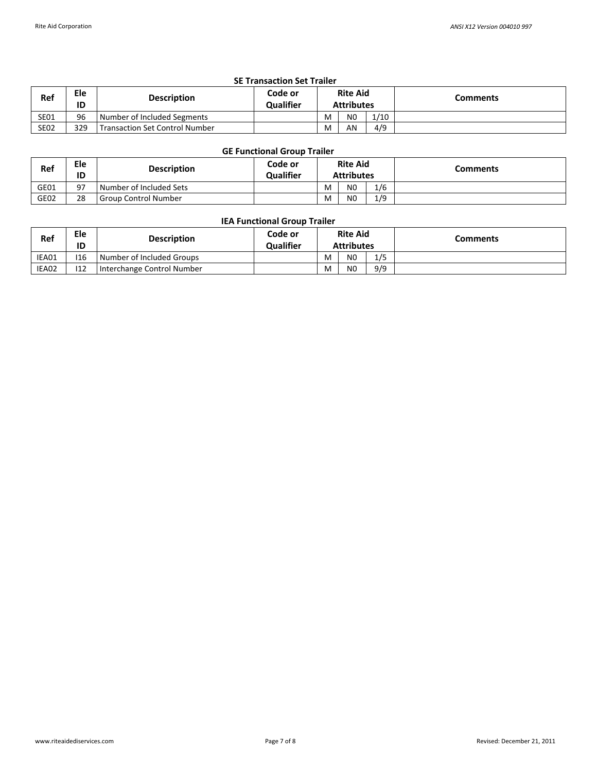### SE Transaction Set Trailer

| Ref | Ele ID | Description | Code or Qualifier | Rite Aid Attributes | | | Comments |
|---|---|---|---|---|---|---|---|
| SE01 | 96 | Number of Included Segments | | M | N0 | 1/10 | |
| SE02 | 329 | Transaction Set Control Number | | M | AN | 4/9 | |

### GE Functional Group Trailer

| Ref | Ele ID | Description | Code or Qualifier | Rite Aid Attributes | | | Comments |
|---|---|---|---|---|---|---|---|
| GE01 | 97 | Number of Included Sets | | M | N0 | 1/6 | |
| GE02 | 28 | Group Control Number | | M | N0 | 1/9 | |

### IEA Functional Group Trailer

| Ref | Ele ID | Description | Code or Qualifier | Rite Aid Attributes | | | Comments |
|---|---|---|---|---|---|---|---|
| IEA01 | I16 | Number of Included Groups | | M | N0 | 1/5 | |
| IEA02 | I12 | Interchange Control Number | | M | N0 | 9/9 | |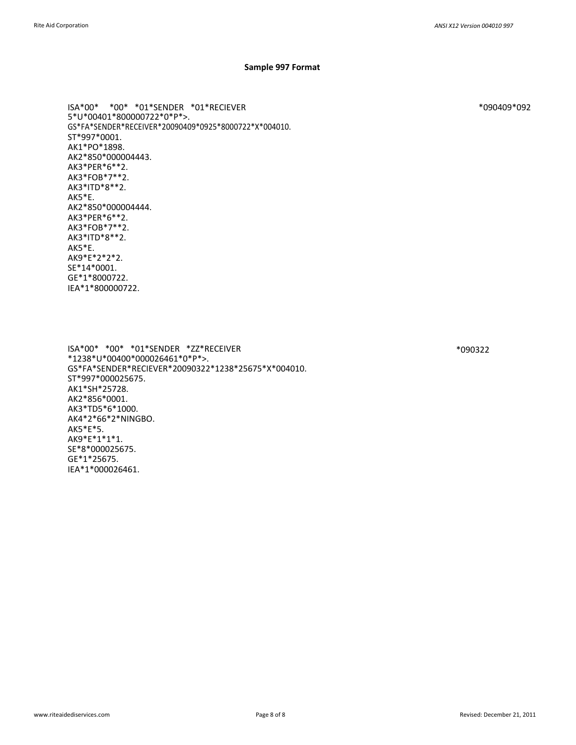**Sample 997 Format**

```
ISA*00*     *00*   *01*SENDER   *01*RECIEVER                                    *090409*092
5*U*00401*800000722*0*P*>.
GS*FA*SENDER*RECEIVER*20090409*0925*8000722*X*004010.
ST*997*0001.
AK1*PO*1898.
AK2*850*000004443.
AK3*PER*6**2.
AK3*FOB*7**2.
AK3*ITD*8**2.
AK5*E.
AK2*850*000004444.
AK3*PER*6**2.
AK3*FOB*7**2.
AK3*ITD*8**2.
AK5*E.
AK9*E*2*2*2.
SE*14*0001.
GE*1*8000722.
IEA*1*800000722.
```

```
ISA*00*   *00*   *01*SENDER   *ZZ*RECEIVER                                    *090322
*1238*U*00400*000026461*0*P*>.
GS*FA*SENDER*RECIEVER*20090322*1238*25675*X*004010.
ST*997*000025675.
AK1*SH*25728.
AK2*856*0001.
AK3*TD5*6*1000.
AK4*2*66*2*NINGBO.
AK5*E*5.
AK9*E*1*1*1.
SE*8*000025675.
GE*1*25675.
IEA*1*000026461.
```